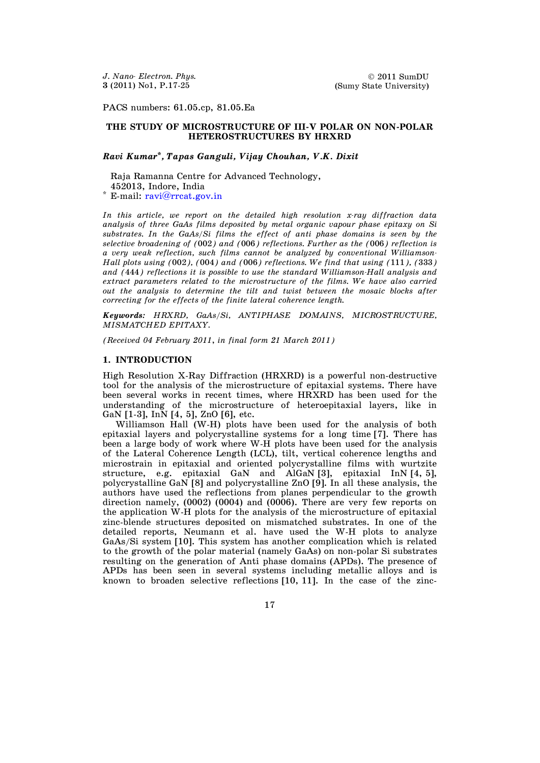PACS numbers: 61.05.cp, 81.05.Ea

# THE STUDY OF MICROSTRUCTURE OF III-V POLAR ON NON-POLAR HETEROSTRUCTURES BY HRXRD

***Ravi Kumar*[*], Tapas Ganguli, Vijay Chouhan, V.K. Dixit***

Raja Ramanna Centre for Advanced Technology,
452013, Indore, India
[*] E-mail: ravi@rrcat.gov.in

*In this article, we report on the detailed high resolution x-ray diffraction data analysis of three GaAs films deposited by metal organic vapour phase epitaxy on Si substrates. In the GaAs/Si films the effect of anti phase domains is seen by the selective broadening of (002) and (006) reflections. Further as the (006) reflection is a very weak reflection, such films cannot be analyzed by conventional Williamson-Hall plots using (002), (004) and (006) reflections. We find that using (111), (333) and (444) reflections it is possible to use the standard Williamson-Hall analysis and extract parameters related to the microstructure of the films. We have also carried out the analysis to determine the tilt and twist between the mosaic blocks after correcting for the effects of the finite lateral coherence length.*

***Keywords:*** *HRXRD, GaAs/Si, ANTIPHASE DOMAINS, MICROSTRUCTURE, MISMATCHED EPITAXY.*

*(Received 04 February 2011, in final form 21 March 2011)*

## 1. INTRODUCTION

High Resolution X-Ray Diffraction (HRXRD) is a powerful non-destructive tool for the analysis of the microstructure of epitaxial systems. There have been several works in recent times, where HRXRD has been used for the understanding of the microstructure of heteroepitaxial layers, like in GaN [1-3], InN [4, 5], ZnO [6], etc.

Williamson Hall (W-H) plots have been used for the analysis of both epitaxial layers and polycrystalline systems for a long time [7]. There has been a large body of work where W-H plots have been used for the analysis of the Lateral Coherence Length (LCL), tilt, vertical coherence lengths and microstrain in epitaxial and oriented polycrystalline films with wurtzite structure, e.g. epitaxial GaN and AlGaN [3], epitaxial InN [4, 5], polycrystalline GaN [8] and polycrystalline ZnO [9]. In all these analysis, the authors have used the reflections from planes perpendicular to the growth direction namely, (0002) (0004) and (0006). There are very few reports on the application W-H plots for the analysis of the microstructure of epitaxial zinc-blende structures deposited on mismatched substrates. In one of the detailed reports, Neumann et al. have used the W-H plots to analyze GaAs/Si system [10]. This system has another complication which is related to the growth of the polar material (namely GaAs) on non-polar Si substrates resulting on the generation of Anti phase domains (APDs). The presence of APDs has been seen in several systems including metallic alloys and is known to broaden selective reflections [10, 11]. In the case of the zinc-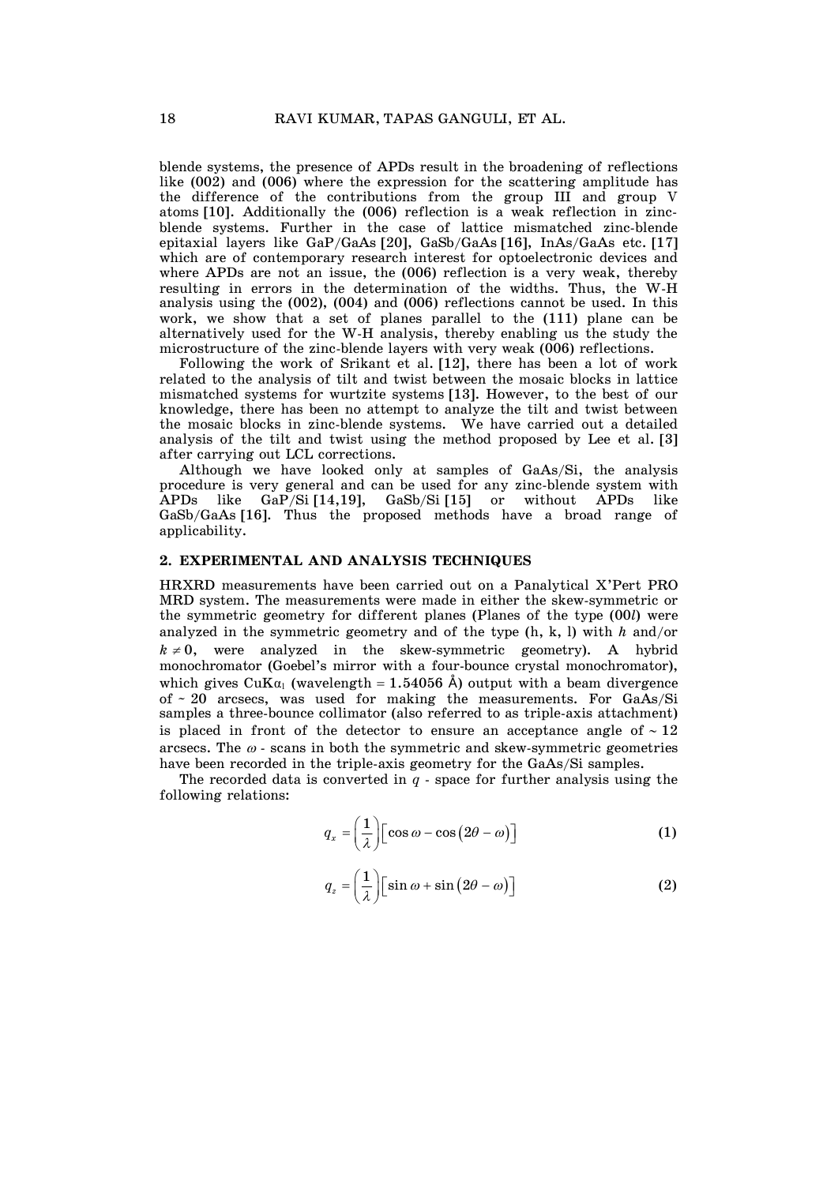blende systems, the presence of APDs result in the broadening of reflections like (002) and (006) where the expression for the scattering amplitude has the difference of the contributions from the group III and group V atoms [10]. Additionally the (006) reflection is a weak reflection in zinc-blende systems. Further in the case of lattice mismatched zinc-blende epitaxial layers like GaP/GaAs [20], GaSb/GaAs [16], InAs/GaAs etc. [17] which are of contemporary research interest for optoelectronic devices and where APDs are not an issue, the (006) reflection is a very weak, thereby resulting in errors in the determination of the widths. Thus, the W-H analysis using the (002), (004) and (006) reflections cannot be used. In this work, we show that a set of planes parallel to the (111) plane can be alternatively used for the W-H analysis, thereby enabling us the study the microstructure of the zinc-blende layers with very weak (006) reflections.

Following the work of Srikant et al. [12], there has been a lot of work related to the analysis of tilt and twist between the mosaic blocks in lattice mismatched systems for wurtzite systems [13]. However, to the best of our knowledge, there has been no attempt to analyze the tilt and twist between the mosaic blocks in zinc-blende systems. We have carried out a detailed analysis of the tilt and twist using the method proposed by Lee et al. [3] after carrying out LCL corrections.

Although we have looked only at samples of GaAs/Si, the analysis procedure is very general and can be used for any zinc-blende system with APDs like GaP/Si [14,19], GaSb/Si [15] or without APDs like GaSb/GaAs [16]. Thus the proposed methods have a broad range of applicability.

## 2. EXPERIMENTAL AND ANALYSIS TECHNIQUES

HRXRD measurements have been carried out on a Panalytical X'Pert PRO MRD system. The measurements were made in either the skew-symmetric or the symmetric geometry for different planes (Planes of the type (00*l*) were analyzed in the symmetric geometry and of the type (h, k, l) with $h$ and/or $k \neq 0$, were analyzed in the skew-symmetric geometry). A hybrid monochromator (Goebel's mirror with a four-bounce crystal monochromator), which gives $CuK\alpha_1$ (wavelength = 1.54056 Å) output with a beam divergence of ~ 20 arcsecs, was used for making the measurements. For GaAs/Si samples a three-bounce collimator (also referred to as triple-axis attachment) is placed in front of the detector to ensure an acceptance angle of ~ 12 arcsecs. The $\omega$ - scans in both the symmetric and skew-symmetric geometries have been recorded in the triple-axis geometry for the GaAs/Si samples.

The recorded data is converted in $q$ - space for further analysis using the following relations:

$$q_x = \left(\frac{1}{\lambda}\right)\left[\cos\omega - \cos\left(2\theta - \omega\right)\right] \tag{1}$$

$$q_z = \left(\frac{1}{\lambda}\right)\left[\sin\omega + \sin\left(2\theta - \omega\right)\right] \tag{2}$$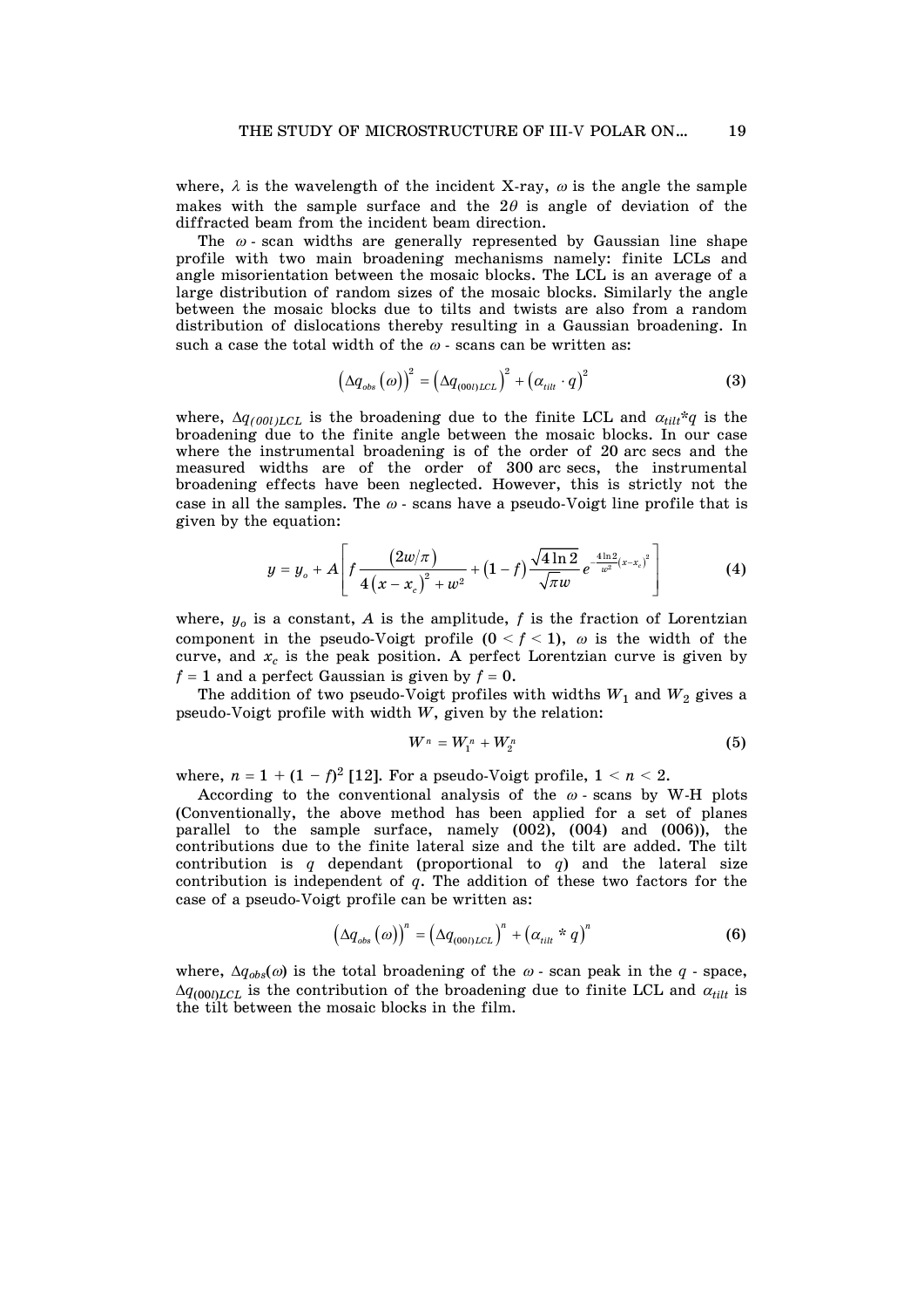where, $\lambda$ is the wavelength of the incident X-ray, $\omega$ is the angle the sample makes with the sample surface and the $2\theta$ is angle of deviation of the diffracted beam from the incident beam direction.

The $\omega$ - scan widths are generally represented by Gaussian line shape profile with two main broadening mechanisms namely: finite LCLs and angle misorientation between the mosaic blocks. The LCL is an average of a large distribution of random sizes of the mosaic blocks. Similarly the angle between the mosaic blocks due to tilts and twists are also from a random distribution of dislocations thereby resulting in a Gaussian broadening. In such a case the total width of the $\omega$ - scans can be written as:

$$\left(\Delta q_{obs}\left(\omega\right)\right)^2 = \left(\Delta q_{(00l)LCL}\right)^2 + \left(\alpha_{tilt} \cdot q\right)^2 \tag{3}$$

where, $\Delta q_{(00l)LCL}$ is the broadening due to the finite LCL and $\alpha_{tilt}$*$q$ is the broadening due to the finite angle between the mosaic blocks. In our case where the instrumental broadening is of the order of 20 arc secs and the measured widths are of the order of 300 arc secs, the instrumental broadening effects have been neglected. However, this is strictly not the case in all the samples. The $\omega$ - scans have a pseudo-Voigt line profile that is given by the equation:

$$y = y_o + A\left[f\frac{\left(2w/\pi\right)}{4\left(x - x_c\right)^2 + w^2} + \left(1 - f\right)\frac{\sqrt{4\ln 2}}{\sqrt{\pi}w}e^{-\frac{4\ln 2}{w^2}\left(x - x_c\right)^2}\right] \tag{4}$$

where, $y_o$ is a constant, $A$ is the amplitude, $f$ is the fraction of Lorentzian component in the pseudo-Voigt profile **(**$0 < f < 1$**)**, $\omega$ is the width of the curve, and $x_c$ is the peak position. A perfect Lorentzian curve is given by $f = 1$ and a perfect Gaussian is given by $f = 0$.

The addition of two pseudo-Voigt profiles with widths $W_1$ and $W_2$ gives a pseudo-Voigt profile with width $W$, given by the relation:

$$W^n = W_1^n + W_2^n \tag{5}$$

where, $n = 1 + (1 - f)^2$ [12]. For a pseudo-Voigt profile, $1 < n < 2$.

According to the conventional analysis of the $\omega$ - scans by W-H plots (Conventionally, the above method has been applied for a set of planes parallel to the sample surface, namely **(002)**, **(004)** and **(006)**), the contributions due to the finite lateral size and the tilt are added. The tilt contribution is $q$ dependant (proportional to $q$) and the lateral size contribution is independent of $q$. The addition of these two factors for the case of a pseudo-Voigt profile can be written as:

$$\left(\Delta q_{obs}\left(\omega\right)\right)^n = \left(\Delta q_{(00l)LCL}\right)^n + \left(\alpha_{tilt} * q\right)^n \tag{6}$$

where, $\Delta q_{obs}(\omega)$ is the total broadening of the $\omega$ - scan peak in the $q$ - space, $\Delta q_{(00l)LCL}$ is the contribution of the broadening due to finite LCL and $\alpha_{tilt}$ is the tilt between the mosaic blocks in the film.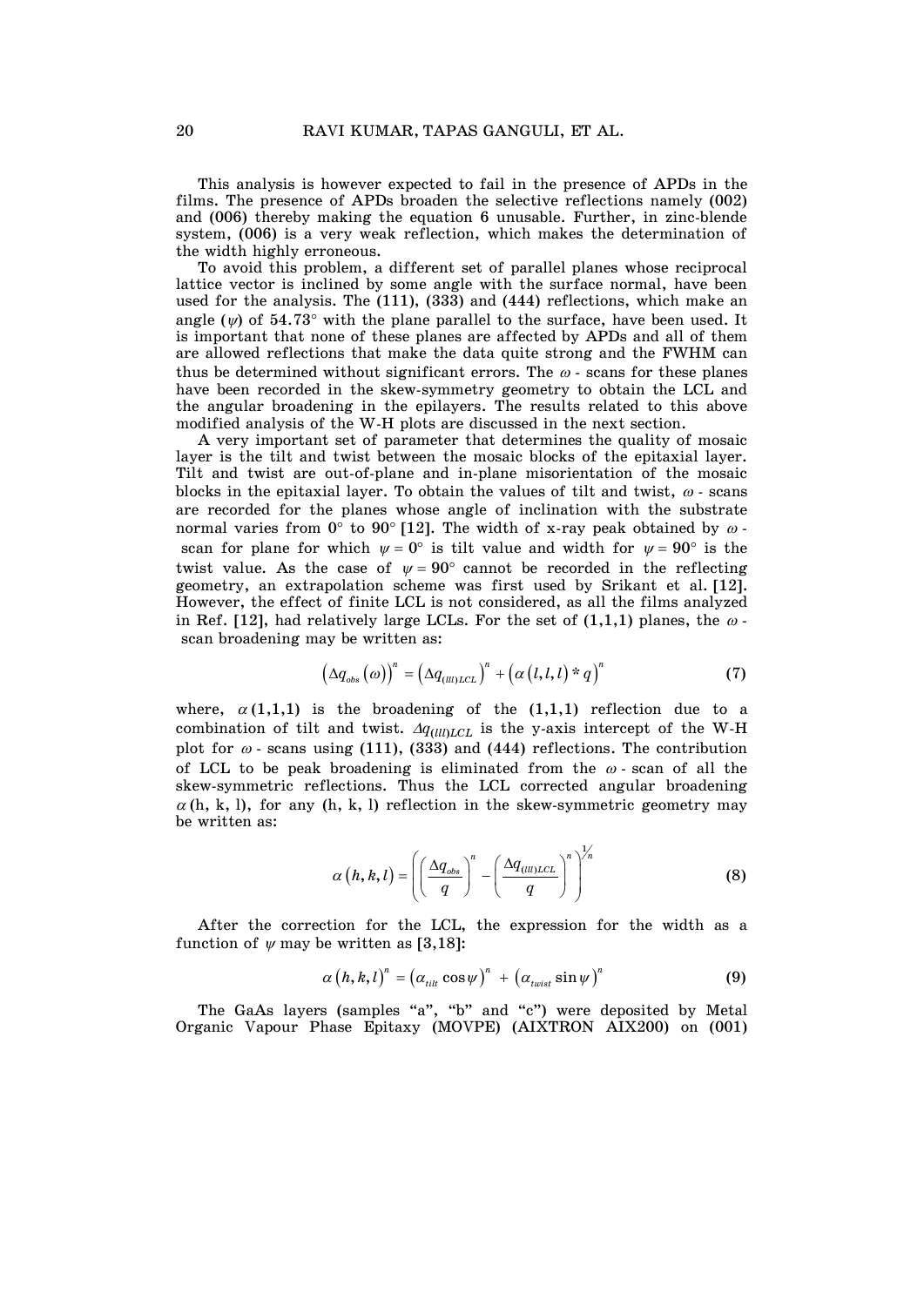This analysis is however expected to fail in the presence of APDs in the films. The presence of APDs broaden the selective reflections namely **(002)** and **(006)** thereby making the equation 6 unusable. Further, in zinc-blende system, **(006)** is a very weak reflection, which makes the determination of the width highly erroneous.

To avoid this problem, a different set of parallel planes whose reciprocal lattice vector is inclined by some angle with the surface normal, have been used for the analysis. The **(111)**, **(333)** and **(444)** reflections, which make an angle ($\psi$) of 54.73° with the plane parallel to the surface, have been used. It is important that none of these planes are affected by APDs and all of them are allowed reflections that make the data quite strong and the FWHM can thus be determined without significant errors. The $\omega$ - scans for these planes have been recorded in the skew-symmetry geometry to obtain the LCL and the angular broadening in the epilayers. The results related to this above modified analysis of the W-H plots are discussed in the next section.

A very important set of parameter that determines the quality of mosaic layer is the tilt and twist between the mosaic blocks of the epitaxial layer. Tilt and twist are out-of-plane and in-plane misorientation of the mosaic blocks in the epitaxial layer. To obtain the values of tilt and twist, $\omega$ - scans are recorded for the planes whose angle of inclination with the substrate normal varies from 0° to 90° [12]. The width of x-ray peak obtained by $\omega$ - scan for plane for which $\psi = 0°$ is tilt value and width for $\psi = 90°$ is the twist value. As the case of $\psi = 90°$ cannot be recorded in the reflecting geometry, an extrapolation scheme was first used by Srikant et al. [12]. However, the effect of finite LCL is not considered, as all the films analyzed in Ref. [12], had relatively large LCLs. For the set of (1,1,1) planes, the $\omega$ - scan broadening may be written as:

$$\left(\Delta q_{obs}(\omega)\right)^n = \left(\Delta q_{(lll)LCL}\right)^n + \left(\alpha(l,l,l) * q\right)^n \tag{7}$$

where, $\alpha(1,1,1)$ is the broadening of the (1,1,1) reflection due to a combination of tilt and twist. $\Delta q_{(lll)LCL}$ is the y-axis intercept of the W-H plot for $\omega$ - scans using **(111)**, **(333)** and **(444)** reflections. The contribution of LCL to be peak broadening is eliminated from the $\omega$ - scan of all the skew-symmetric reflections. Thus the LCL corrected angular broadening $\alpha$(h, k, l), for any (h, k, l) reflection in the skew-symmetric geometry may be written as:

$$\alpha(h,k,l) = \left(\left(\frac{\Delta q_{obs}}{q}\right)^n - \left(\frac{\Delta q_{(lll)LCL}}{q}\right)^n\right)^{1/n} \tag{8}$$

After the correction for the LCL, the expression for the width as a function of $\psi$ may be written as [3,18]:

$$\alpha(h,k,l)^n = \left(\alpha_{tilt}\cos\psi\right)^n + \left(\alpha_{twist}\sin\psi\right)^n \tag{9}$$

The GaAs layers (samples "a", "b" and "c") were deposited by Metal Organic Vapour Phase Epitaxy (MOVPE) (AIXTRON AIX200) on (001)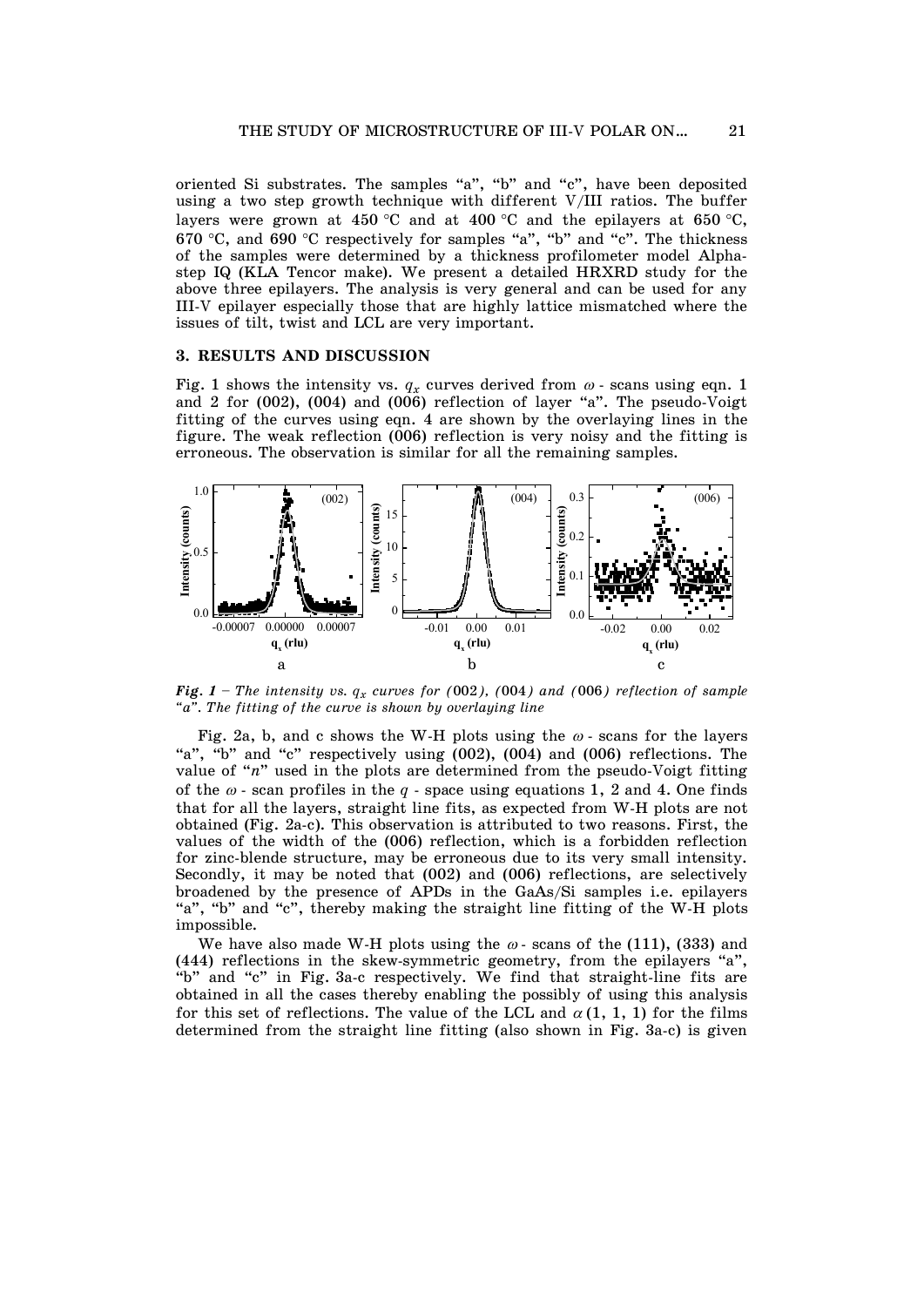oriented Si substrates. The samples "a", "b" and "c", have been deposited using a two step growth technique with different V/III ratios. The buffer layers were grown at 450 °C and at 400 °C and the epilayers at 650 °C, 670 °C, and 690 °C respectively for samples "a", "b" and "c". The thickness of the samples were determined by a thickness profilometer model Alpha-step IQ (KLA Tencor make). We present a detailed HRXRD study for the above three epilayers. The analysis is very general and can be used for any III-V epilayer especially those that are highly lattice mismatched where the issues of tilt, twist and LCL are very important.

## 3. RESULTS AND DISCUSSION

Fig. 1 shows the intensity vs. $q_x$ curves derived from $\omega$ - scans using eqn. 1 and 2 for (002), (004) and (006) reflection of layer "a". The pseudo-Voigt fitting of the curves using eqn. 4 are shown by the overlaying lines in the figure. The weak reflection (006) reflection is very noisy and the fitting is erroneous. The observation is similar for all the remaining samples.

(002)
Intensity (counts)
1.0
0.5
0.0
-0.00007 0.00000 0.00007
$q_x$ (rlu)
a

(004)
Intensity (counts)
15
10
5
0
-0.01 0.00 0.01
$q_x$ (rlu)
b

(006)
Intensity (counts)
0.3
0.2
0.1
0.0
-0.02 0.00 0.02
$q_x$ (rlu)
c

***Fig. 1** – The intensity vs. $q_x$ curves for (002), (004) and (006) reflection of sample "a". The fitting of the curve is shown by overlaying line*

Fig. 2a, b, and c shows the W-H plots using the $\omega$ - scans for the layers "a", "b" and "c" respectively using (002), (004) and (006) reflections. The value of "$n$" used in the plots are determined from the pseudo-Voigt fitting of the $\omega$ - scan profiles in the $q$ - space using equations 1, 2 and 4. One finds that for all the layers, straight line fits, as expected from W-H plots are not obtained (Fig. 2a-c). This observation is attributed to two reasons. First, the values of the width of the (006) reflection, which is a forbidden reflection for zinc-blende structure, may be erroneous due to its very small intensity. Secondly, it may be noted that (002) and (006) reflections, are selectively broadened by the presence of APDs in the GaAs/Si samples i.e. epilayers "a", "b" and "c", thereby making the straight line fitting of the W-H plots impossible.

We have also made W-H plots using the $\omega$ - scans of the (111), (333) and (444) reflections in the skew-symmetric geometry, from the epilayers "a", "b" and "c" in Fig. 3a-c respectively. We find that straight-line fits are obtained in all the cases thereby enabling the possibly of using this analysis for this set of reflections. The value of the LCL and $\alpha$ (1, 1, 1) for the films determined from the straight line fitting (also shown in Fig. 3a-c) is given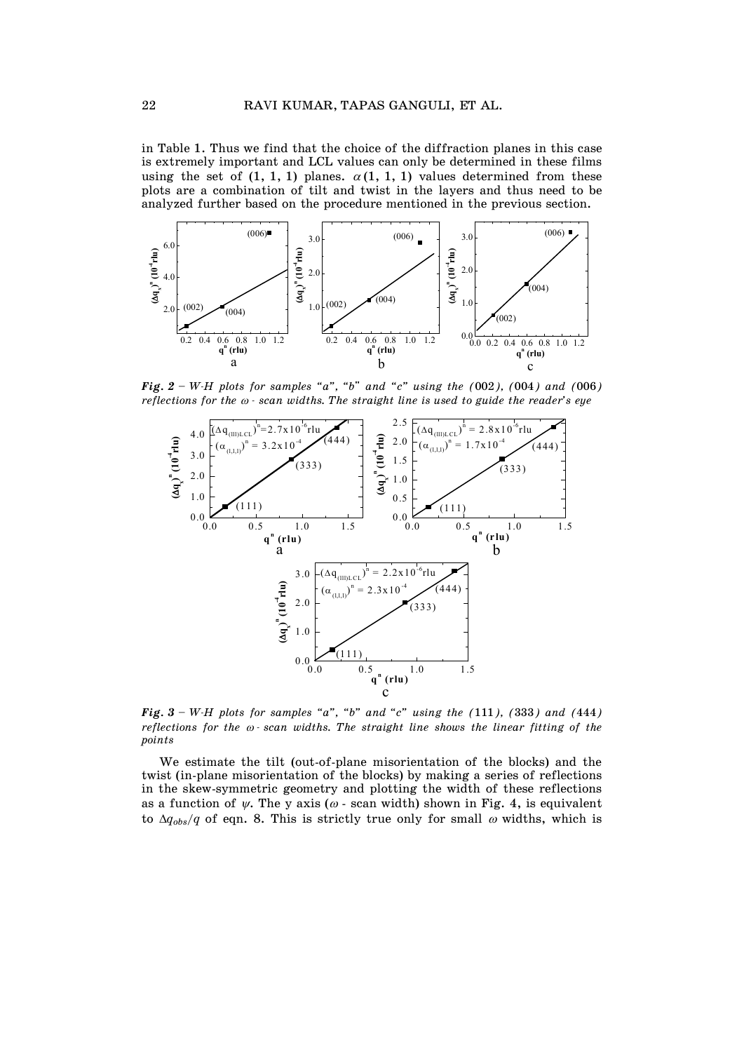in Table 1. Thus we find that the choice of the diffraction planes in this case is extremely important and LCL values can only be determined in these films using the set of (1, 1, 1) planes. $\alpha(1, 1, 1)$ values determined from these plots are a combination of tilt and twist in the layers and thus need to be analyzed further based on the procedure mentioned in the previous section.

(006)
6.0
4.0
2.0
(002)
(004)
0.2 0.4 0.6 0.8 1.0 1.2
$(\Delta q_x)^n$ ($10^{-4}$rlu)
$q^n$ (rlu)
a

3.0
2.0
1.0
(006)
(002)
(004)
0.2 0.4 0.6 0.8 1.0 1.2
$(\Delta q_x)^n$ ($10^{-4}$rlu)
$q^n$ (rlu)
b

3.0
2.0
1.0
0.0
(006)
(004)
(002)
0.0 0.2 0.4 0.6 0.8 1.0 1.2
$(\Delta q_x)^n$ ($10^{-4}$rlu)
$q^n$ (rlu)
c

***Fig. 2*** *– W-H plots for samples "a", "b" and "c" using the (002), (004) and (006) reflections for the $\omega$ - scan widths. The straight line is used to guide the reader's eye*

$(\Delta q_{(III)LCL})^n = 2.7\times10^{-6}$rlu
$(\alpha_{(1,1,1)})^n = 3.2\times10^{-4}$
(444)
(333)
(111)
4.0
3.0
2.0
1.0
0.0
0.0 0.5 1.0 1.5
$(\Delta q_x)^n$ ($10^{-4}$rlu)
$q^n$ (rlu)
a

$(\Delta q_{(III)LCL})^n = 2.8\times10^{-6}$rlu
$(\alpha_{(1,1,1)})^n = 1.7\times10^{-4}$
(444)
(333)
(111)
2.5
2.0
1.5
1.0
0.5
0.0
0.0 0.5 1.0 1.5
$(\Delta q_x)^n$ ($10^{-4}$rlu)
$q^n$ (rlu)
b

$(\Delta q_{(III)LCL})^n = 2.2\times10^{-6}$rlu
$(\alpha_{(1,1,1)})^n = 2.3\times10^{-4}$
(444)
(333)
(111)
3.0
2.0
1.0
0.0
0.0 0.5 1.0 1.5
$(\Delta q_x)^n$ ($10^{-4}$rlu)
$q^n$ (rlu)
c

***Fig. 3*** *– W-H plots for samples "a", "b" and "c" using the (111), (333) and (444) reflections for the $\omega$ - scan widths. The straight line shows the linear fitting of the points*

We estimate the tilt (out-of-plane misorientation of the blocks) and the twist (in-plane misorientation of the blocks) by making a series of reflections in the skew-symmetric geometry and plotting the width of these reflections as a function of $\psi$. The y axis ($\omega$ - scan width) shown in Fig. 4, is equivalent to $\Delta q_{obs}/q$ of eqn. 8. This is strictly true only for small $\omega$ widths, which is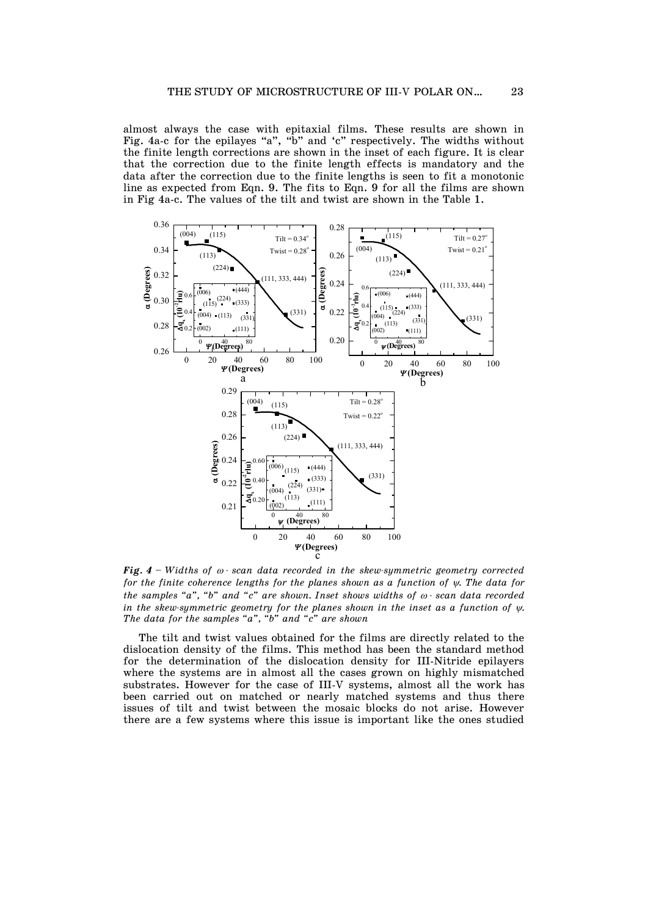almost always the case with epitaxial films. These results are shown in Fig. 4a-c for the epilayes "a", "b" and 'c" respectively. The widths without the finite length corrections are shown in the inset of each figure. It is clear that the correction due to the finite length effects is mandatory and the data after the correction due to the finite lengths is seen to fit a monotonic line as expected from Eqn. 9. The fits to Eqn. 9 for all the films are shown in Fig 4a-c. The values of the tilt and twist are shown in the Table 1.

Tilt = 0.34°
Twist = 0.28°
a

Tilt = 0.27°
Twist = 0.21°
b

Tilt = 0.28°
Twist = 0.22°
c

***Fig. 4** – Widths of $\omega$ - scan data recorded in the skew-symmetric geometry corrected for the finite coherence lengths for the planes shown as a function of $\psi$. The data for the samples "a", "b" and "c" are shown. Inset shows widths of $\omega$ - scan data recorded in the skew-symmetric geometry for the planes shown in the inset as a function of $\psi$. The data for the samples "a", "b" and "c" are shown*

The tilt and twist values obtained for the films are directly related to the dislocation density of the films. This method has been the standard method for the determination of the dislocation density for III-Nitride epilayers where the systems are in almost all the cases grown on highly mismatched substrates. However for the case of III-V systems, almost all the work has been carried out on matched or nearly matched systems and thus there issues of tilt and twist between the mosaic blocks do not arise. However there are a few systems where this issue is important like the ones studied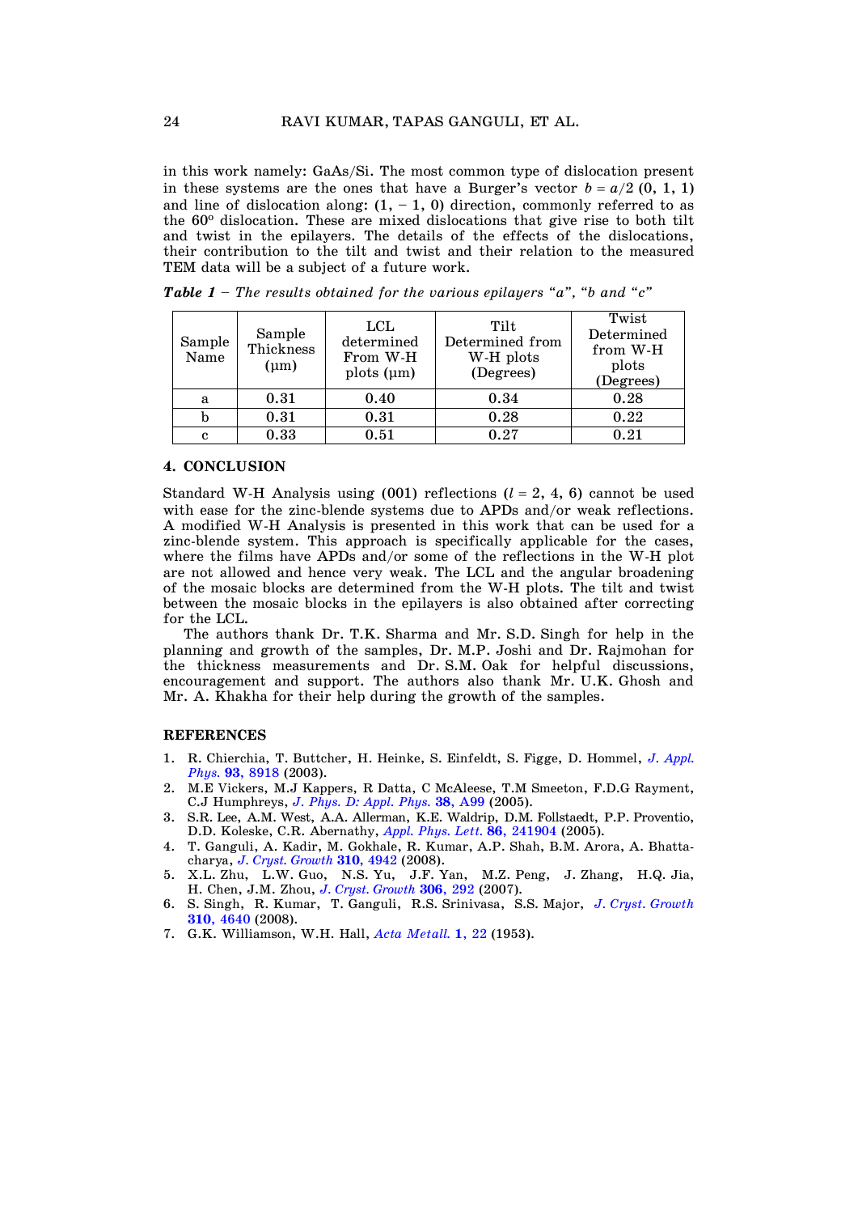in this work namely: GaAs/Si. The most common type of dislocation present in these systems are the ones that have a Burger's vector $b = a/2$ **(0, 1, 1)** and line of dislocation along: **(1, − 1, 0)** direction, commonly referred to as the 60° dislocation. These are mixed dislocations that give rise to both tilt and twist in the epilayers. The details of the effects of the dislocations, their contribution to the tilt and twist and their relation to the measured TEM data will be a subject of a future work.

***Table 1*** *– The results obtained for the various epilayers "a", "b and "c"*

| Sample Name | Sample Thickness (μm) | LCL determined From W-H plots (μm) | Tilt Determined from W-H plots (Degrees) | Twist Determined from W-H plots (Degrees) |
|---|---|---|---|---|
| a | 0.31 | 0.40 | 0.34 | 0.28 |
| b | 0.31 | 0.31 | 0.28 | 0.22 |
| c | 0.33 | 0.51 | 0.27 | 0.21 |

## 4. CONCLUSION

Standard W-H Analysis using **(001)** reflections ($l = 2, 4, 6$) cannot be used with ease for the zinc-blende systems due to APDs and/or weak reflections. A modified W-H Analysis is presented in this work that can be used for a zinc-blende system. This approach is specifically applicable for the cases, where the films have APDs and/or some of the reflections in the W-H plot are not allowed and hence very weak. The LCL and the angular broadening of the mosaic blocks are determined from the W-H plots. The tilt and twist between the mosaic blocks in the epilayers is also obtained after correcting for the LCL.

The authors thank Dr. T.K. Sharma and Mr. S.D. Singh for help in the planning and growth of the samples, Dr. M.P. Joshi and Dr. Rajmohan for the thickness measurements and Dr. S.M. Oak for helpful discussions, encouragement and support. The authors also thank Mr. U.K. Ghosh and Mr. A. Khakha for their help during the growth of the samples.

## REFERENCES

1. R. Chierchia, T. Buttcher, H. Heinke, S. Einfeldt, S. Figge, D. Hommel, *J. Appl. Phys.* **93,** 8918 (2003).
2. M.E Vickers, M.J Kappers, R Datta, C McAleese, T.M Smeeton, F.D.G Rayment, C.J Humphreys, *J. Phys. D: Appl. Phys.* **38,** A99 (2005).
3. S.R. Lee, A.M. West, A.A. Allerman, K.E. Waldrip, D.M. Follstaedt, P.P. Proventio, D.D. Koleske, C.R. Abernathy, *Appl. Phys. Lett.* **86,** 241904 (2005).
4. T. Ganguli, A. Kadir, M. Gokhale, R. Kumar, A.P. Shah, B.M. Arora, A. Bhattacharya, *J. Cryst. Growth* **310,** 4942 (2008).
5. X.L. Zhu, L.W. Guo, N.S. Yu, J.F. Yan, M.Z. Peng, J. Zhang, H.Q. Jia, H. Chen, J.M. Zhou, *J. Cryst. Growth* **306,** 292 (2007).
6. S. Singh, R. Kumar, T. Ganguli, R.S. Srinivasa, S.S. Major, *J. Cryst. Growth* **310,** 4640 (2008).
7. G.K. Williamson, W.H. Hall, *Acta Metall.* **1,** 22 (1953).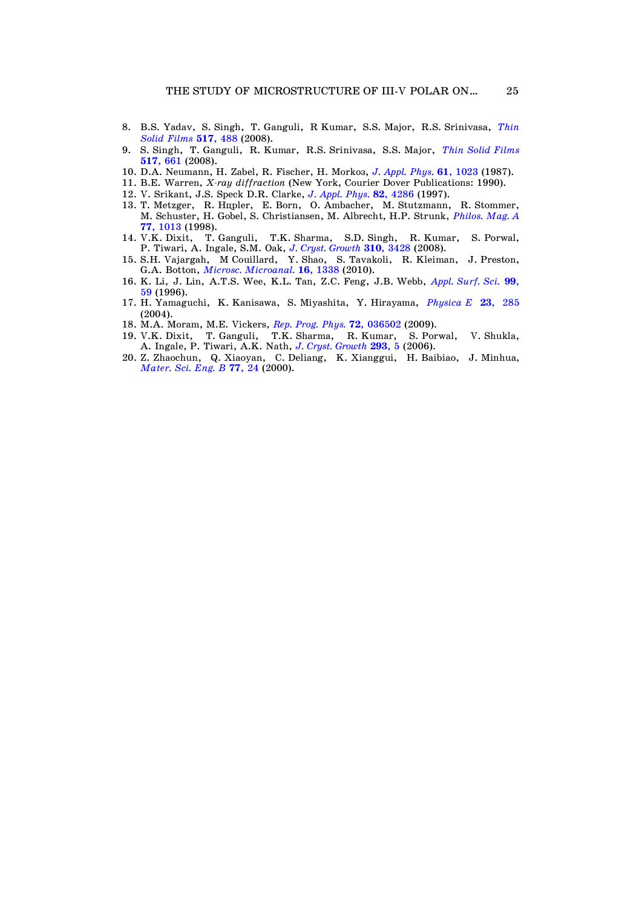8. B.S. Yadav, S. Singh, T. Ganguli, R Kumar, S.S. Major, R.S. Srinivasa, *Thin Solid Films* **517,** 488 (2008).
9. S. Singh, T. Ganguli, R. Kumar, R.S. Srinivasa, S.S. Major, *Thin Solid Films* **517,** 661 (2008).
10. D.A. Neumann, H. Zabel, R. Fischer, H. Morkoз, *J. Appl. Phys.* **61,** 1023 (1987).
11. B.E. Warren, *X-ray diffraction* (New York, Courier Dover Publications: 1990).
12. V. Srikant, J.S. Speck D.R. Clarke, *J. Appl. Phys.* **82,** 4286 (1997).
13. T. Metzger, R. Нцpler, E. Born, O. Ambacher, M. Stutzmann, R. Stommer, M. Schuster, H. Gobel, S. Christiansen, M. Albrecht, H.P. Strunk, *Philos. Mag. A* **77,** 1013 (1998).
14. V.K. Dixit, T. Ganguli, T.K. Sharma, S.D. Singh, R. Kumar, S. Porwal, P. Tiwari, A. Ingale, S.M. Oak, *J. Cryst. Growth* **310,** 3428 (2008).
15. S.H. Vajargah, M Couillard, Y. Shao, S. Tavakoli, R. Kleiman, J. Preston, G.A. Botton, *Microsc. Microanal.* **16,** 1338 (2010).
16. K. Li, J. Lin, A.T.S. Wee, K.L. Tan, Z.C. Feng, J.B. Webb, *Appl. Surf. Sci.* **99,** 59 (1996).
17. H. Yamaguchi, K. Kanisawa, S. Miyashita, Y. Hirayama, *Physica E* **23,** 285 (2004).
18. M.A. Moram, M.E. Vickers, *Rep. Prog. Phys.* **72,** 036502 (2009).
19. V.K. Dixit, T. Ganguli, T.K. Sharma, R. Kumar, S. Porwal, V. Shukla, A. Ingale, P. Tiwari, A.K. Nath, *J. Cryst. Growth* **293,** 5 (2006).
20. Z. Zhaochun, Q. Xiaoyan, C. Deliang, K. Xianggui, H. Baibiao, J. Minhua, *Mater. Sci. Eng. B* **77,** 24 (2000).